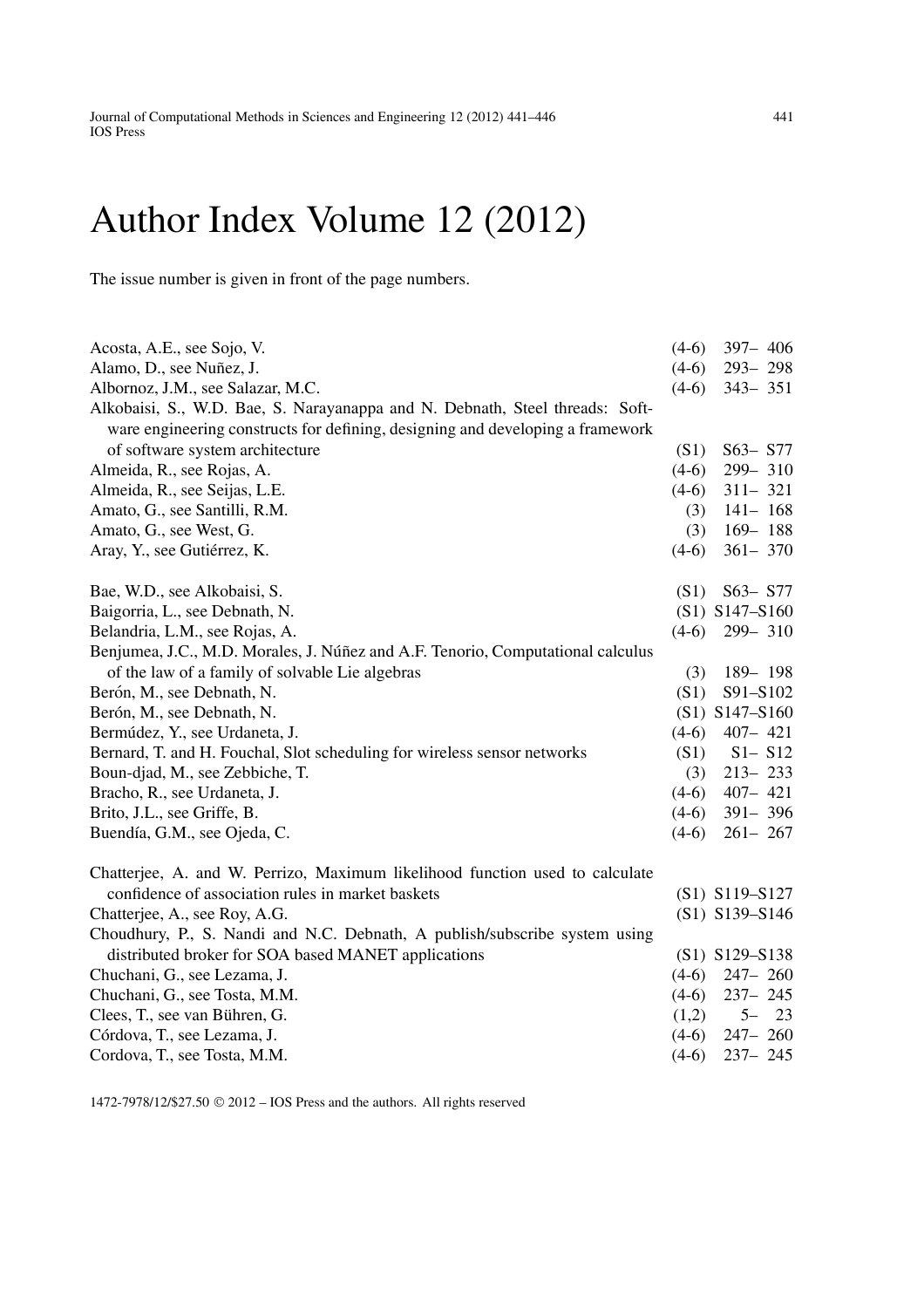# Author Index Volume 12 (2012)

The issue number is given in front of the page numbers.

Acosta, A.E., see Sojo, V. (4-6) 397– 406
Alamo, D., see Nuñez, J. (4-6) 293– 298
Albornoz, J.M., see Salazar, M.C. (4-6) 343– 351
Alkobaisi, S., W.D. Bae, S. Narayanappa and N. Debnath, Steel threads: Software engineering constructs for defining, designing and developing a framework of software system architecture (S1) S63– S77
Almeida, R., see Rojas, A. (4-6) 299– 310
Almeida, R., see Seijas, L.E. (4-6) 311– 321
Amato, G., see Santilli, R.M. (3) 141– 168
Amato, G., see West, G. (3) 169– 188
Aray, Y., see Gutiérrez, K. (4-6) 361– 370

Bae, W.D., see Alkobaisi, S. (S1) S63– S77
Baigorria, L., see Debnath, N. (S1) S147–S160
Belandria, L.M., see Rojas, A. (4-6) 299– 310
Benjumea, J.C., M.D. Morales, J. Núñez and A.F. Tenorio, Computational calculus of the law of a family of solvable Lie algebras (3) 189– 198
Berón, M., see Debnath, N. (S1) S91–S102
Berón, M., see Debnath, N. (S1) S147–S160
Bermúdez, Y., see Urdaneta, J. (4-6) 407– 421
Bernard, T. and H. Fouchal, Slot scheduling for wireless sensor networks (S1) S1– S12
Boun-djad, M., see Zebbiche, T. (3) 213– 233
Bracho, R., see Urdaneta, J. (4-6) 407– 421
Brito, J.L., see Griffe, B. (4-6) 391– 396
Buendía, G.M., see Ojeda, C. (4-6) 261– 267

Chatterjee, A. and W. Perrizo, Maximum likelihood function used to calculate confidence of association rules in market baskets (S1) S119–S127
Chatterjee, A., see Roy, A.G. (S1) S139–S146
Choudhury, P., S. Nandi and N.C. Debnath, A publish/subscribe system using distributed broker for SOA based MANET applications (S1) S129–S138
Chuchani, G., see Lezama, J. (4-6) 247– 260
Chuchani, G., see Tosta, M.M. (4-6) 237– 245
Clees, T., see van Bühren, G. (1,2) 5– 23
Córdova, T., see Lezama, J. (4-6) 247– 260
Cordova, T., see Tosta, M.M. (4-6) 237– 245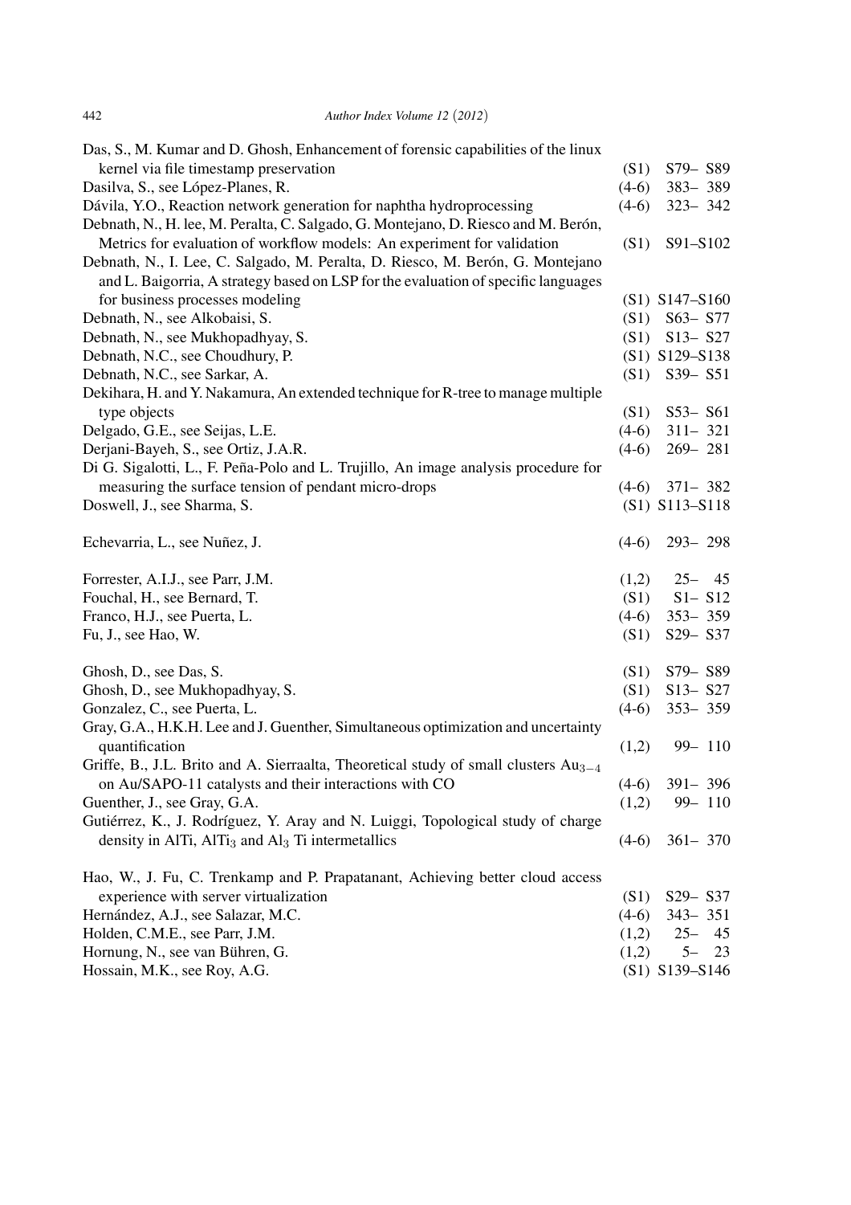Das, S., M. Kumar and D. Ghosh, Enhancement of forensic capabilities of the linux kernel via file timestamp preservation (S1) S79– S89
Dasilva, S., see López-Planes, R. (4-6) 383– 389
Dávila, Y.O., Reaction network generation for naphtha hydroprocessing (4-6) 323– 342
Debnath, N., H. lee, M. Peralta, C. Salgado, G. Montejano, D. Riesco and M. Berón, Metrics for evaluation of workflow models: An experiment for validation (S1) S91–S102
Debnath, N., I. Lee, C. Salgado, M. Peralta, D. Riesco, M. Berón, G. Montejano and L. Baigorria, A strategy based on LSP for the evaluation of specific languages for business processes modeling (S1) S147–S160
Debnath, N., see Alkobaisi, S. (S1) S63– S77
Debnath, N., see Mukhopadhyay, S. (S1) S13– S27
Debnath, N.C., see Choudhury, P. (S1) S129–S138
Debnath, N.C., see Sarkar, A. (S1) S39– S51
Dekihara, H. and Y. Nakamura, An extended technique for R-tree to manage multiple type objects (S1) S53– S61
Delgado, G.E., see Seijas, L.E. (4-6) 311– 321
Derjani-Bayeh, S., see Ortiz, J.A.R. (4-6) 269– 281
Di G. Sigalotti, L., F. Peña-Polo and L. Trujillo, An image analysis procedure for measuring the surface tension of pendant micro-drops (4-6) 371– 382
Doswell, J., see Sharma, S. (S1) S113–S118

Echevarria, L., see Nuñez, J. (4-6) 293– 298

Forrester, A.I.J., see Parr, J.M. (1,2) 25– 45
Fouchal, H., see Bernard, T. (S1) S1– S12
Franco, H.J., see Puerta, L. (4-6) 353– 359
Fu, J., see Hao, W. (S1) S29– S37

Ghosh, D., see Das, S. (S1) S79– S89
Ghosh, D., see Mukhopadhyay, S. (S1) S13– S27
Gonzalez, C., see Puerta, L. (4-6) 353– 359
Gray, G.A., H.K.H. Lee and J. Guenther, Simultaneous optimization and uncertainty quantification (1,2) 99– 110
Griffe, B., J.L. Brito and A. Sierraalta, Theoretical study of small clusters $Au_{3-4}$ on Au/SAPO-11 catalysts and their interactions with CO (4-6) 391– 396
Guenther, J., see Gray, G.A. (1,2) 99– 110
Gutiérrez, K., J. Rodríguez, Y. Aray and N. Luiggi, Topological study of charge density in AlTi, $AlTi_3$ and $Al_3$ Ti intermetallics (4-6) 361– 370

Hao, W., J. Fu, C. Trenkamp and P. Prapatanant, Achieving better cloud access experience with server virtualization (S1) S29– S37
Hernández, A.J., see Salazar, M.C. (4-6) 343– 351
Holden, C.M.E., see Parr, J.M. (1,2) 25– 45
Hornung, N., see van Bühren, G. (1,2) 5– 23
Hossain, M.K., see Roy, A.G. (S1) S139–S146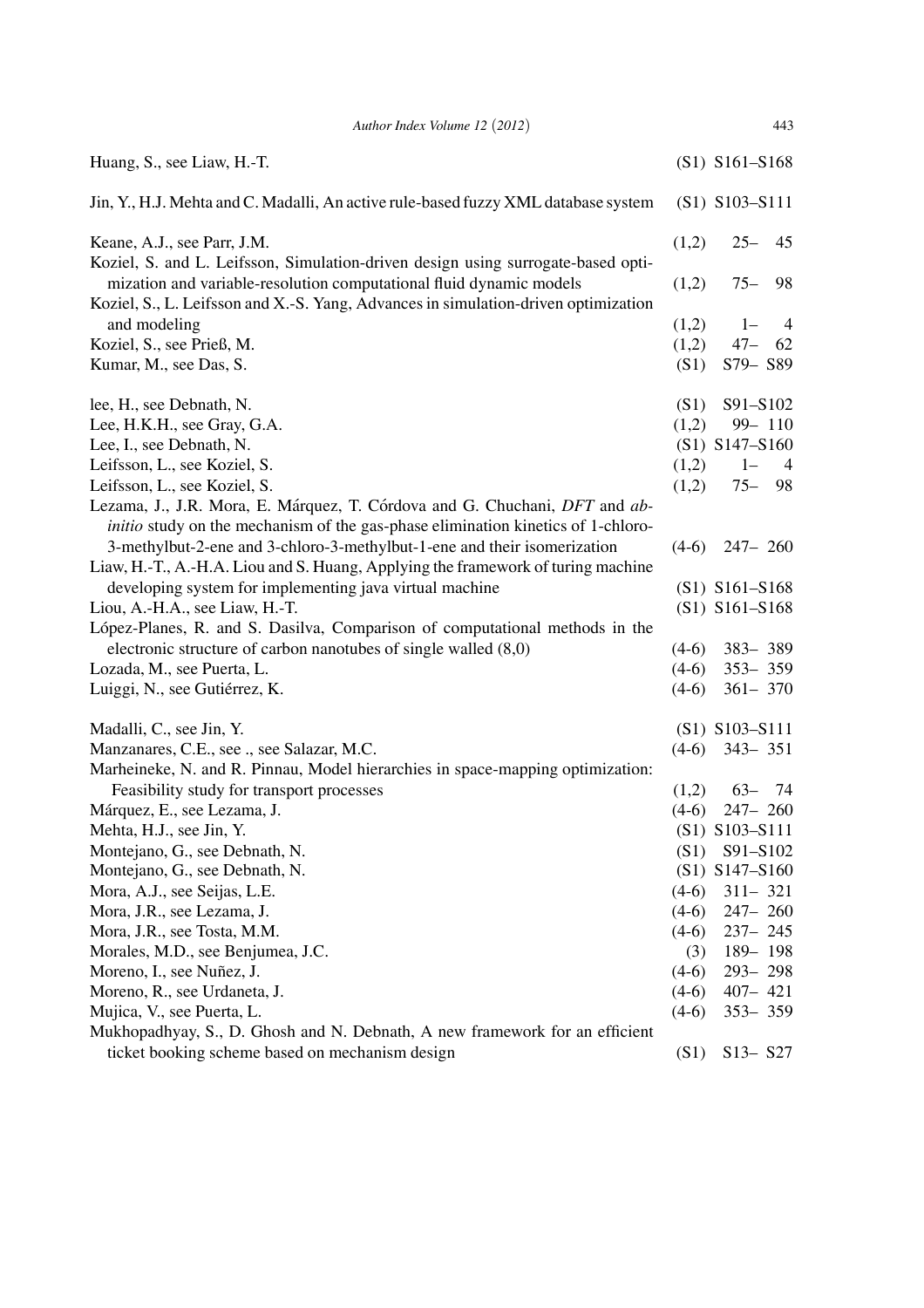Huang, S., see Liaw, H.-T. (S1) S161–S168

Jin, Y., H.J. Mehta and C. Madalli, An active rule-based fuzzy XML database system (S1) S103–S111

Keane, A.J., see Parr, J.M. (1,2) 25– 45
Koziel, S. and L. Leifsson, Simulation-driven design using surrogate-based optimization and variable-resolution computational fluid dynamic models (1,2) 75– 98
Koziel, S., L. Leifsson and X.-S. Yang, Advances in simulation-driven optimization and modeling (1,2) 1– 4
Koziel, S., see Prieß, M. (1,2) 47– 62
Kumar, M., see Das, S. (S1) S79– S89

lee, H., see Debnath, N. (S1) S91–S102
Lee, H.K.H., see Gray, G.A. (1,2) 99– 110
Lee, I., see Debnath, N. (S1) S147–S160
Leifsson, L., see Koziel, S. (1,2) 1– 4
Leifsson, L., see Koziel, S. (1,2) 75– 98
Lezama, J., J.R. Mora, E. Márquez, T. Córdova and G. Chuchani, *DFT* and *ab-initio* study on the mechanism of the gas-phase elimination kinetics of 1-chloro-3-methylbut-2-ene and 3-chloro-3-methylbut-1-ene and their isomerization (4-6) 247– 260
Liaw, H.-T., A.-H.A. Liou and S. Huang, Applying the framework of turing machine developing system for implementing java virtual machine (S1) S161–S168
Liou, A.-H.A., see Liaw, H.-T. (S1) S161–S168
López-Planes, R. and S. Dasilva, Comparison of computational methods in the electronic structure of carbon nanotubes of single walled (8,0) (4-6) 383– 389
Lozada, M., see Puerta, L. (4-6) 353– 359
Luiggi, N., see Gutiérrez, K. (4-6) 361– 370

Madalli, C., see Jin, Y. (S1) S103–S111
Manzanares, C.E., see ., see Salazar, M.C. (4-6) 343– 351
Marheineke, N. and R. Pinnau, Model hierarchies in space-mapping optimization: Feasibility study for transport processes (1,2) 63– 74
Márquez, E., see Lezama, J. (4-6) 247– 260
Mehta, H.J., see Jin, Y. (S1) S103–S111
Montejano, G., see Debnath, N. (S1) S91–S102
Montejano, G., see Debnath, N. (S1) S147–S160
Mora, A.J., see Seijas, L.E. (4-6) 311– 321
Mora, J.R., see Lezama, J. (4-6) 247– 260
Mora, J.R., see Tosta, M.M. (4-6) 237– 245
Morales, M.D., see Benjumea, J.C. (3) 189– 198
Moreno, I., see Nuñez, J. (4-6) 293– 298
Moreno, R., see Urdaneta, J. (4-6) 407– 421
Mujica, V., see Puerta, L. (4-6) 353– 359
Mukhopadhyay, S., D. Ghosh and N. Debnath, A new framework for an efficient ticket booking scheme based on mechanism design (S1) S13– S27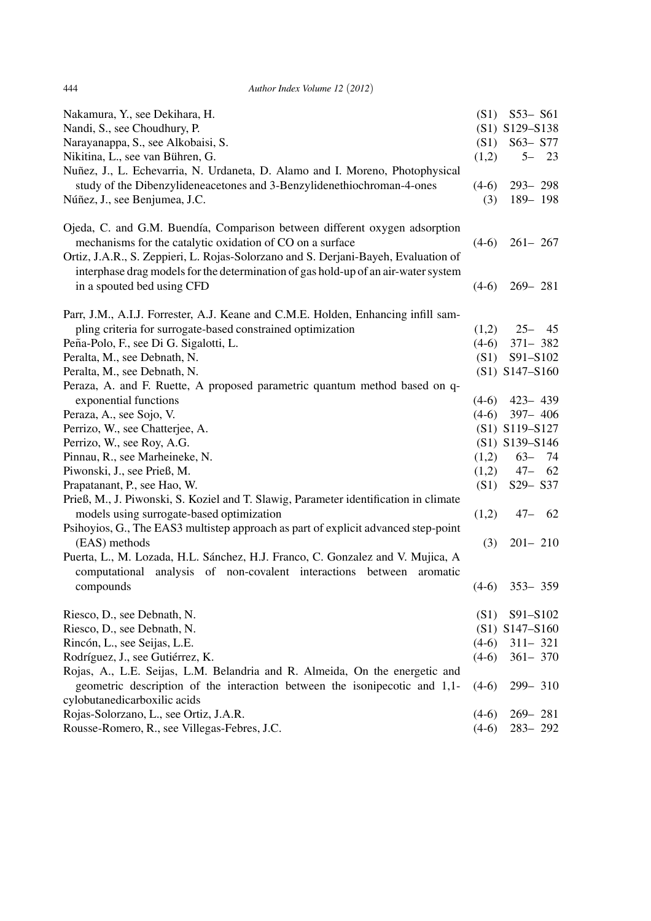Nakamura, Y., see Dekihara, H. (S1) S53– S61

Nandi, S., see Choudhury, P. (S1) S129–S138

Narayanappa, S., see Alkobaisi, S. (S1) S63– S77

Nikitina, L., see van Bühren, G. (1,2) 5– 23

Nuñez, J., L. Echevarria, N. Urdaneta, D. Alamo and I. Moreno, Photophysical study of the Dibenzylideneacetones and 3-Benzylidenethiochroman-4-ones (4-6) 293– 298

Núñez, J., see Benjumea, J.C. (3) 189– 198

Ojeda, C. and G.M. Buendía, Comparison between different oxygen adsorption mechanisms for the catalytic oxidation of CO on a surface (4-6) 261– 267

Ortiz, J.A.R., S. Zeppieri, L. Rojas-Solorzano and S. Derjani-Bayeh, Evaluation of interphase drag models for the determination of gas hold-up of an air-water system in a spouted bed using CFD (4-6) 269– 281

Parr, J.M., A.I.J. Forrester, A.J. Keane and C.M.E. Holden, Enhancing infill sampling criteria for surrogate-based constrained optimization (1,2) 25– 45

Peña-Polo, F., see Di G. Sigalotti, L. (4-6) 371– 382

Peralta, M., see Debnath, N. (S1) S91–S102

Peralta, M., see Debnath, N. (S1) S147–S160

Peraza, A. and F. Ruette, A proposed parametric quantum method based on q-exponential functions (4-6) 423– 439

Peraza, A., see Sojo, V. (4-6) 397– 406

Perrizo, W., see Chatterjee, A. (S1) S119–S127

Perrizo, W., see Roy, A.G. (S1) S139–S146

Pinnau, R., see Marheineke, N. (1,2) 63– 74

Piwonski, J., see Prieß, M. (1,2) 47– 62

Prapatanant, P., see Hao, W. (S1) S29– S37

Prieß, M., J. Piwonski, S. Koziel and T. Slawig, Parameter identification in climate models using surrogate-based optimization (1,2) 47– 62

Psihoyios, G., The EAS3 multistep approach as part of explicit advanced step-point (EAS) methods (3) 201– 210

Puerta, L., M. Lozada, H.L. Sánchez, H.J. Franco, C. Gonzalez and V. Mujica, A computational analysis of non-covalent interactions between aromatic compounds (4-6) 353– 359

Riesco, D., see Debnath, N. (S1) S91–S102

Riesco, D., see Debnath, N. (S1) S147–S160

Rincón, L., see Seijas, L.E. (4-6) 311– 321

Rodríguez, J., see Gutiérrez, K. (4-6) 361– 370

Rojas, A., L.E. Seijas, L.M. Belandria and R. Almeida, On the energetic and geometric description of the interaction between the isonipecotic and 1,1-cylobutanedicarboxilic acids (4-6) 299– 310

Rojas-Solorzano, L., see Ortiz, J.A.R. (4-6) 269– 281

Rousse-Romero, R., see Villegas-Febres, J.C. (4-6) 283– 292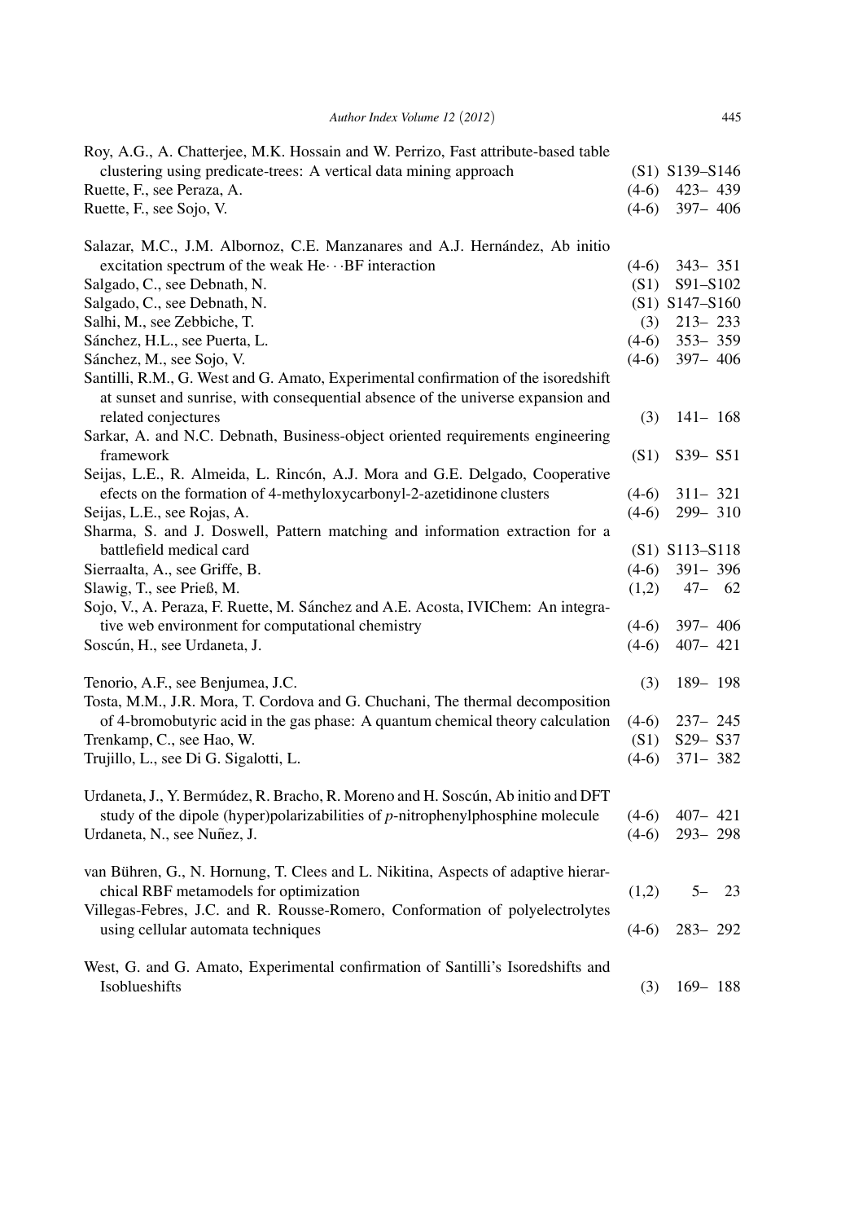Roy, A.G., A. Chatterjee, M.K. Hossain and W. Perrizo, Fast attribute-based table clustering using predicate-trees: A vertical data mining approach (S1) S139–S146
Ruette, F., see Peraza, A. (4-6) 423– 439
Ruette, F., see Sojo, V. (4-6) 397– 406

Salazar, M.C., J.M. Albornoz, C.E. Manzanares and A.J. Hernández, Ab initio excitation spectrum of the weak He···BF interaction (4-6) 343– 351
Salgado, C., see Debnath, N. (S1) S91–S102
Salgado, C., see Debnath, N. (S1) S147–S160
Salhi, M., see Zebbiche, T. (3) 213– 233
Sánchez, H.L., see Puerta, L. (4-6) 353– 359
Sánchez, M., see Sojo, V. (4-6) 397– 406
Santilli, R.M., G. West and G. Amato, Experimental confirmation of the isoredshift at sunset and sunrise, with consequential absence of the universe expansion and related conjectures (3) 141– 168
Sarkar, A. and N.C. Debnath, Business-object oriented requirements engineering framework (S1) S39– S51
Seijas, L.E., R. Almeida, L. Rincón, A.J. Mora and G.E. Delgado, Cooperative efects on the formation of 4-methyloxycarbonyl-2-azetidinone clusters (4-6) 311– 321
Seijas, L.E., see Rojas, A. (4-6) 299– 310
Sharma, S. and J. Doswell, Pattern matching and information extraction for a battlefield medical card (S1) S113–S118
Sierraalta, A., see Griffe, B. (4-6) 391– 396
Slawig, T., see Prieß, M. (1,2) 47– 62
Sojo, V., A. Peraza, F. Ruette, M. Sánchez and A.E. Acosta, IVIChem: An integrative web environment for computational chemistry (4-6) 397– 406
Soscún, H., see Urdaneta, J. (4-6) 407– 421

Tenorio, A.F., see Benjumea, J.C. (3) 189– 198
Tosta, M.M., J.R. Mora, T. Cordova and G. Chuchani, The thermal decomposition of 4-bromobutyric acid in the gas phase: A quantum chemical theory calculation (4-6) 237– 245
Trenkamp, C., see Hao, W. (S1) S29– S37
Trujillo, L., see Di G. Sigalotti, L. (4-6) 371– 382

Urdaneta, J., Y. Bermúdez, R. Bracho, R. Moreno and H. Soscún, Ab initio and DFT study of the dipole (hyper)polarizabilities of *p*-nitrophenylphosphine molecule (4-6) 407– 421
Urdaneta, N., see Nuñez, J. (4-6) 293– 298

van Bühren, G., N. Hornung, T. Clees and L. Nikitina, Aspects of adaptive hierarchical RBF metamodels for optimization (1,2) 5– 23
Villegas-Febres, J.C. and R. Rousse-Romero, Conformation of polyelectrolytes using cellular automata techniques (4-6) 283– 292

West, G. and G. Amato, Experimental confirmation of Santilli's Isoredshifts and Isoblueshifts (3) 169– 188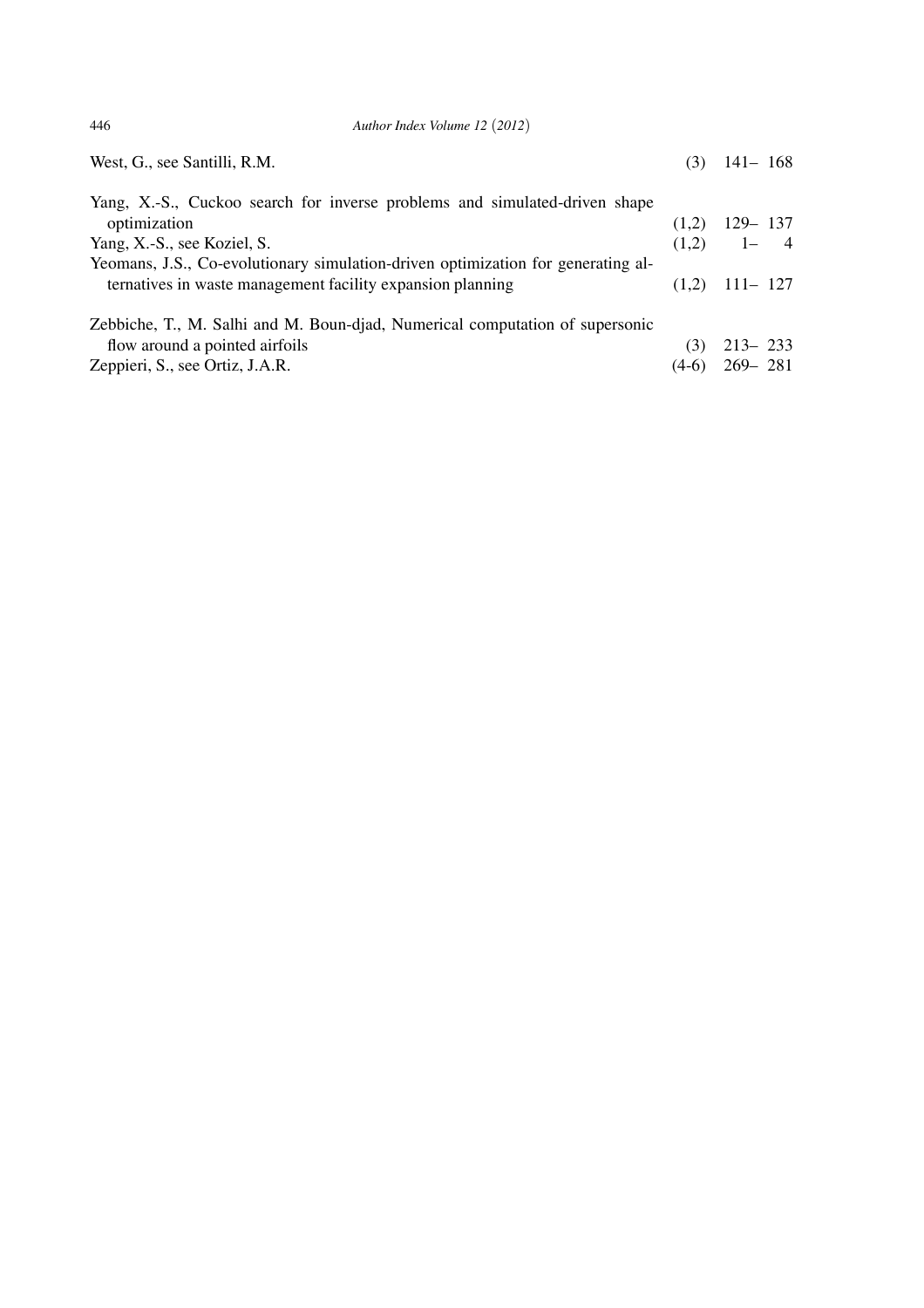West, G., see Santilli, R.M. (3) 141– 168

Yang, X.-S., Cuckoo search for inverse problems and simulated-driven shape optimization (1,2) 129– 137

Yang, X.-S., see Koziel, S. (1,2) 1– 4

Yeomans, J.S., Co-evolutionary simulation-driven optimization for generating alternatives in waste management facility expansion planning (1,2) 111– 127

Zebbiche, T., M. Salhi and M. Boun-djad, Numerical computation of supersonic flow around a pointed airfoils (3) 213– 233

Zeppieri, S., see Ortiz, J.A.R. (4-6) 269– 281